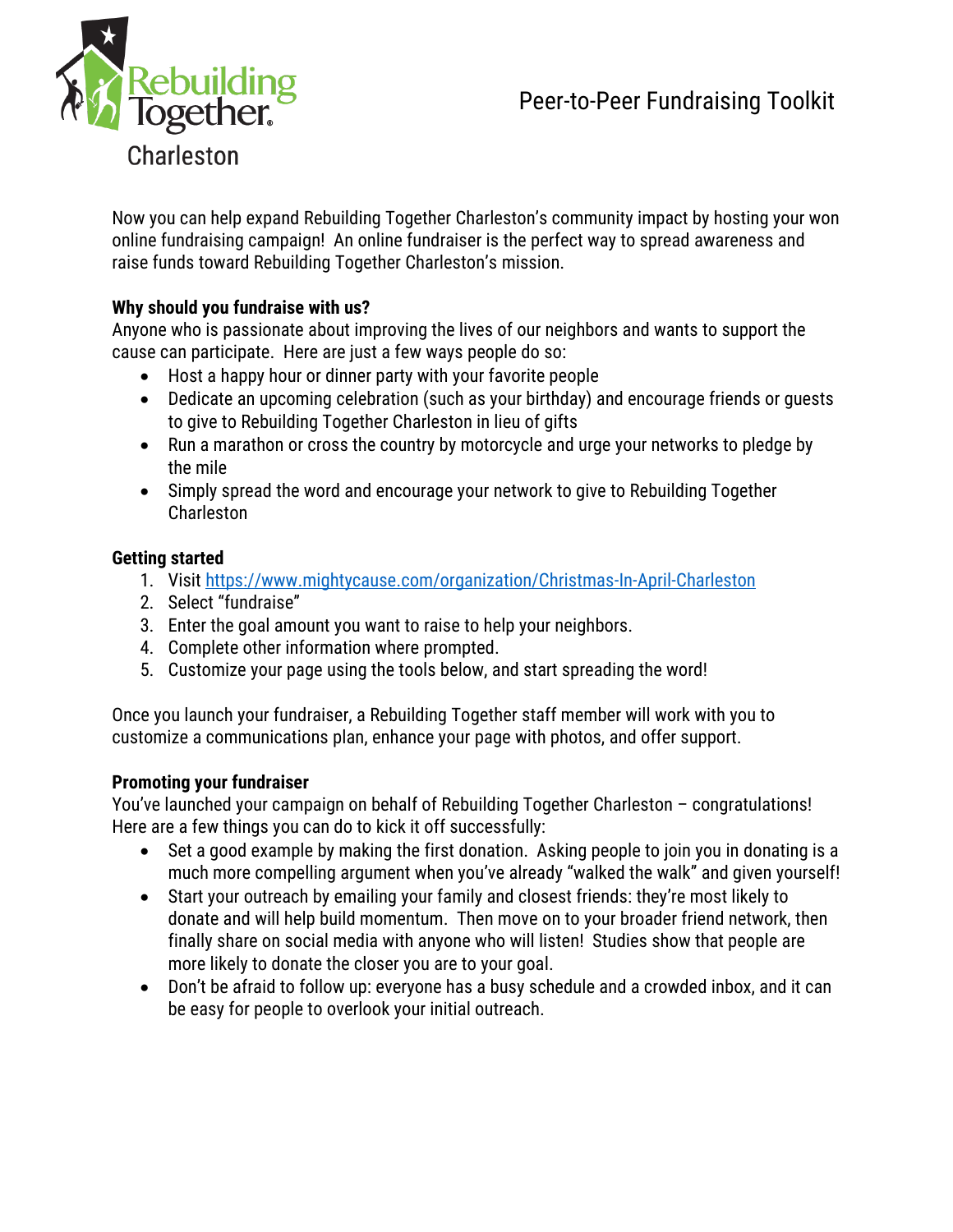Rebuilding Together

Charleston

# Peer-to-Peer Fundraising Toolkit

Now you can help expand Rebuilding Together Charleston's community impact by hosting your won online fundraising campaign! An online fundraiser is the perfect way to spread awareness and raise funds toward Rebuilding Together Charleston's mission.

**Why should you fundraise with us?**

Anyone who is passionate about improving the lives of our neighbors and wants to support the cause can participate. Here are just a few ways people do so:

- Host a happy hour or dinner party with your favorite people
- Dedicate an upcoming celebration (such as your birthday) and encourage friends or guests to give to Rebuilding Together Charleston in lieu of gifts
- Run a marathon or cross the country by motorcycle and urge your networks to pledge by the mile
- Simply spread the word and encourage your network to give to Rebuilding Together Charleston

**Getting started**

1. Visit https://www.mightycause.com/organization/Christmas-In-April-Charleston
2. Select "fundraise"
3. Enter the goal amount you want to raise to help your neighbors.
4. Complete other information where prompted.
5. Customize your page using the tools below, and start spreading the word!

Once you launch your fundraiser, a Rebuilding Together staff member will work with you to customize a communications plan, enhance your page with photos, and offer support.

**Promoting your fundraiser**

You've launched your campaign on behalf of Rebuilding Together Charleston – congratulations! Here are a few things you can do to kick it off successfully:

- Set a good example by making the first donation. Asking people to join you in donating is a much more compelling argument when you've already "walked the walk" and given yourself!
- Start your outreach by emailing your family and closest friends: they're most likely to donate and will help build momentum. Then move on to your broader friend network, then finally share on social media with anyone who will listen! Studies show that people are more likely to donate the closer you are to your goal.
- Don't be afraid to follow up: everyone has a busy schedule and a crowded inbox, and it can be easy for people to overlook your initial outreach.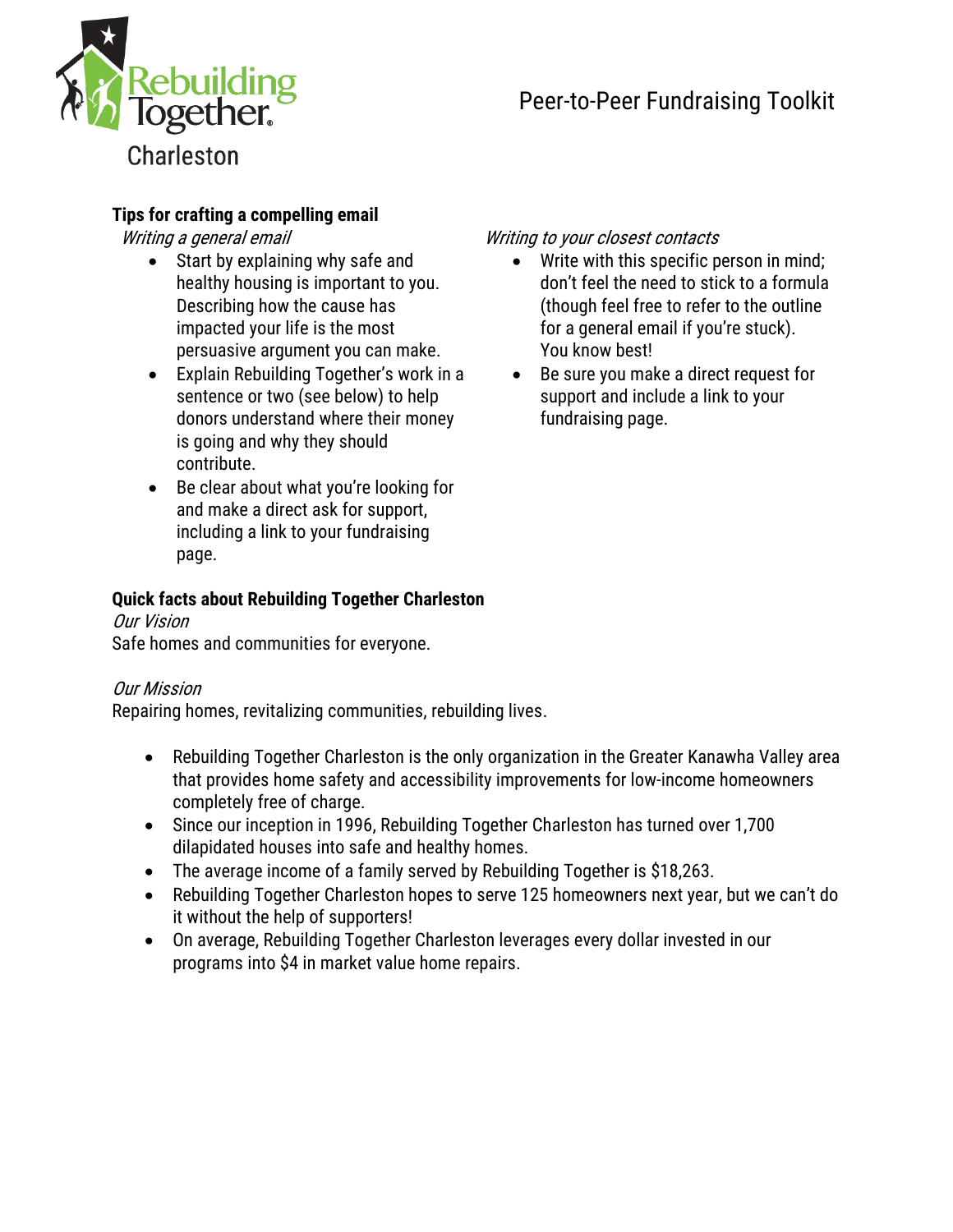Rebuilding Together Charleston

Peer-to-Peer Fundraising Toolkit

**Tips for crafting a compelling email**

*Writing a general email*

- Start by explaining why safe and healthy housing is important to you. Describing how the cause has impacted your life is the most persuasive argument you can make.
- Explain Rebuilding Together's work in a sentence or two (see below) to help donors understand where their money is going and why they should contribute.
- Be clear about what you're looking for and make a direct ask for support, including a link to your fundraising page.

*Writing to your closest contacts*

- Write with this specific person in mind; don't feel the need to stick to a formula (though feel free to refer to the outline for a general email if you're stuck). You know best!
- Be sure you make a direct request for support and include a link to your fundraising page.

**Quick facts about Rebuilding Together Charleston**

*Our Vision*

Safe homes and communities for everyone.

*Our Mission*

Repairing homes, revitalizing communities, rebuilding lives.

- Rebuilding Together Charleston is the only organization in the Greater Kanawha Valley area that provides home safety and accessibility improvements for low-income homeowners completely free of charge.
- Since our inception in 1996, Rebuilding Together Charleston has turned over 1,700 dilapidated houses into safe and healthy homes.
- The average income of a family served by Rebuilding Together is $18,263.
- Rebuilding Together Charleston hopes to serve 125 homeowners next year, but we can't do it without the help of supporters!
- On average, Rebuilding Together Charleston leverages every dollar invested in our programs into $4 in market value home repairs.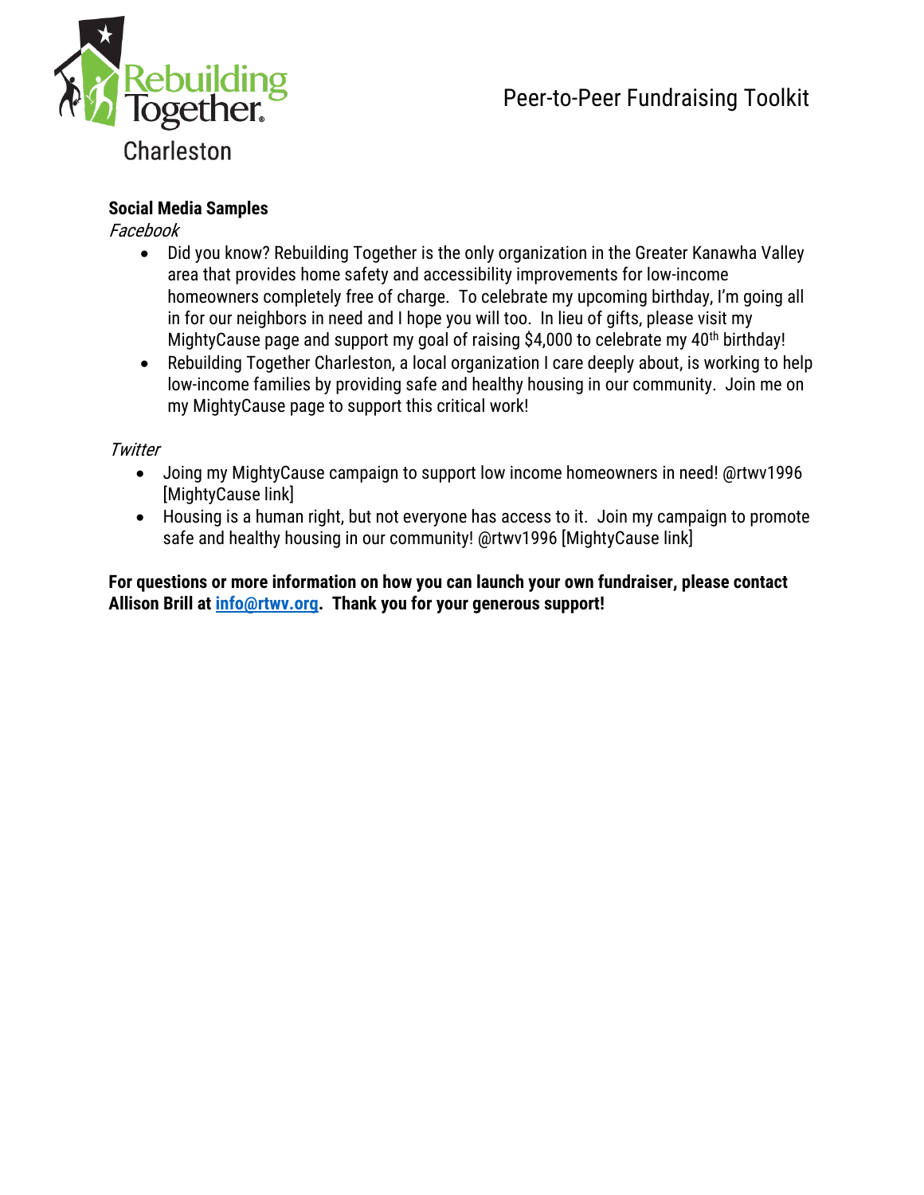Peer-to-Peer Fundraising Toolkit

**Social Media Samples**

*Facebook*

- Did you know? Rebuilding Together is the only organization in the Greater Kanawha Valley area that provides home safety and accessibility improvements for low-income homeowners completely free of charge. To celebrate my upcoming birthday, I'm going all in for our neighbors in need and I hope you will too. In lieu of gifts, please visit my MightyCause page and support my goal of raising $4,000 to celebrate my 40th birthday!
- Rebuilding Together Charleston, a local organization I care deeply about, is working to help low-income families by providing safe and healthy housing in our community. Join me on my MightyCause page to support this critical work!

*Twitter*

- Joing my MightyCause campaign to support low income homeowners in need! @rtwv1996 [MightyCause link]
- Housing is a human right, but not everyone has access to it. Join my campaign to promote safe and healthy housing in our community! @rtwv1996 [MightyCause link]

**For questions or more information on how you can launch your own fundraiser, please contact Allison Brill at info@rtwv.org. Thank you for your generous support!**